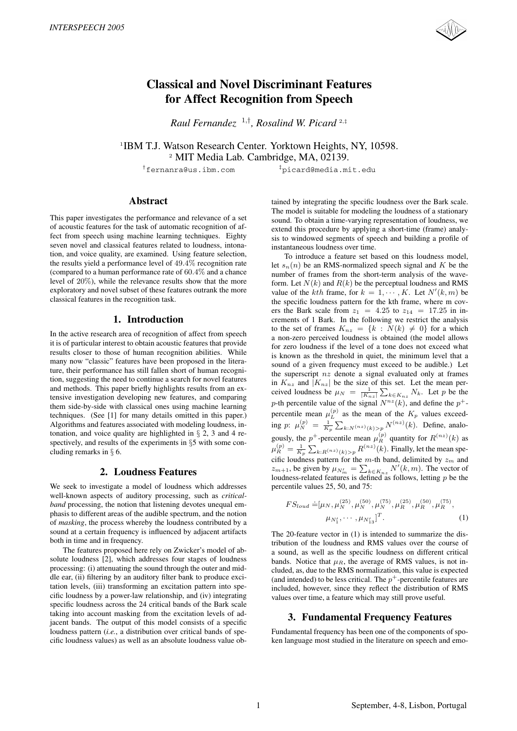# Classical and Novel Discriminant Features for Affect Recognition from Speech

*Raul Fernandez* [1,†], *Rosalind W. Picard* [2,‡]

[1] IBM T.J. Watson Research Center. Yorktown Heights, NY, 10598.
[2] MIT Media Lab. Cambridge, MA, 02139.

[†] fernanra@us.ibm.com [‡] picard@media.mit.edu

## Abstract

This paper investigates the performance and relevance of a set of acoustic features for the task of automatic recognition of affect from speech using machine learning techniques. Eighty seven novel and classical features related to loudness, intonation, and voice quality, are examined. Using feature selection, the results yield a performance level of $49.4\%$ recognition rate (compared to a human performance rate of $60.4\%$ and a chance level of $20\%$), while the relevance results show that the more exploratory and novel subset of these features outrank the more classical features in the recognition task.

## 1. Introduction

In the active research area of recognition of affect from speech it is of particular interest to obtain acoustic features that provide results closer to those of human recognition abilities. While many now "classic" features have been proposed in the literature, their performance has still fallen short of human recognition, suggesting the need to continue a search for novel features and methods. This paper briefly highlights results from an extensive investigation developing new features, and comparing them side-by-side with classical ones using machine learning techniques. (See [1] for many details omitted in this paper.) Algorithms and features associated with modeling loudness, intonation, and voice quality are highlighted in § 2, 3 and 4 respectively, and results of the experiments in §5 with some concluding remarks in § 6.

## 2. Loudness Features

We seek to investigate a model of loudness which addresses well-known aspects of auditory processing, such as *critical-band* processing, the notion that listening devotes unequal emphasis to different areas of the audible spectrum, and the notion of *masking*, the process whereby the loudness contributed by a sound at a certain frequency is influenced by adjacent artifacts both in time and in frequency.

The features proposed here rely on Zwicker's model of absolute loudness [2], which addresses four stages of loudness processing: (i) attenuating the sound through the outer and middle ear, (ii) filtering by an auditory filter bank to produce excitation levels, (iii) transforming an excitation pattern into specific loudness by a power-law relationship, and (iv) integrating specific loudness across the 24 critical bands of the Bark scale taking into account masking from the excitation levels of adjacent bands. The output of this model consists of a specific loudness pattern (*i.e.*, a distribution over critical bands of specific loudness values) as well as an absolute loudness value obtained by integrating the specific loudness over the Bark scale. The model is suitable for modeling the loudness of a stationary sound. To obtain a time-varying representation of loudness, we extend this procedure by applying a short-time (frame) analysis to windowed segments of speech and building a profile of instantaneous loudness over time.

To introduce a feature set based on this loudness model, let $s_n(n)$ be an RMS-normalized speech signal and $K$ be the number of frames from the short-term analysis of the waveform. Let $N(k)$ and $R(k)$ be the perceptual loudness and RMS value of the $kth$ frame, for $k = 1, \cdots, K$. Let $N'(k, m)$ be the specific loudness pattern for the kth frame, where m covers the Bark scale from $z_1 = 4.25$ to $z_{14} = 17.25$ in increments of 1 Bark. In the following we restrict the analysis to the set of frames $K_{nz} = \{k : N(k) \neq 0\}$ for a which a non-zero perceived loudness is obtained (the model allows for zero loudness if the level of a tone does not exceed what is known as the threshold in quiet, the minimum level that a sound of a given frequency must exceed to be audible.) Let the superscript $nz$ denote a signal evaluated only at frames in $K_{nz}$ and $|K_{nz}|$ be the size of this set. Let the mean perceived loudness be $\mu_N = \frac{1}{|K_{nz}|}\sum_{k \in K_{nz}} N_k$. Let $p$ be the $p$-th percentile value of the signal $N^{nz}(k)$, and define the $p^+$-percentile mean $\mu_L^{(p)}$ as the mean of the $K_p$ values exceeding $p$: $\mu_N^{(p)} = \frac{1}{K_p}\sum_{k:N^{(nz)}(k)>p} N^{(nz)}(k)$. Define, analogously, the $p^+$-percentile mean $\mu_R^{(p)}$ quantity for $R^{(nz)}(k)$ as $\mu_R^{(p)} = \frac{1}{K_p}\sum_{k:R^{(nz)}(k)>p} R^{(nz)}(k)$. Finally, let the mean specific loudness pattern for the $m$-th band, delimited by $z_m$ and $z_{m+1}$, be given by $\mu_{N'_m} = \sum_{k \in K_{nz}} N'(k, m)$. The vector of loudness-related features is defined as follows, letting $p$ be the percentile values 25, 50, and 75:

$$FS_{loud} \doteq [\mu_N, \mu_N^{(25)}, \mu_N^{(50)}, \mu_N^{(75)}, \mu_R^{(25)}, \mu_R^{(50)}, \mu_R^{(75)}, \mu_{N'_1}, \cdots, \mu_{N'_{13}}]^T. \tag{1}$$

The 20-feature vector in (1) is intended to summarize the distribution of the loudness and RMS values over the course of a sound, as well as the specific loudness on different critical bands. Notice that $\mu_R$, the average of RMS values, is not included, as due to the RMS normalization, this value is expected (and intended) to be less critical. The $p^+$-percentile features are included, however, since they reflect the distribution of RMS values over time, a feature which may still prove useful.

## 3. Fundamental Frequency Features

Fundamental frequency has been one of the components of spoken language most studied in the literature on speech and emo-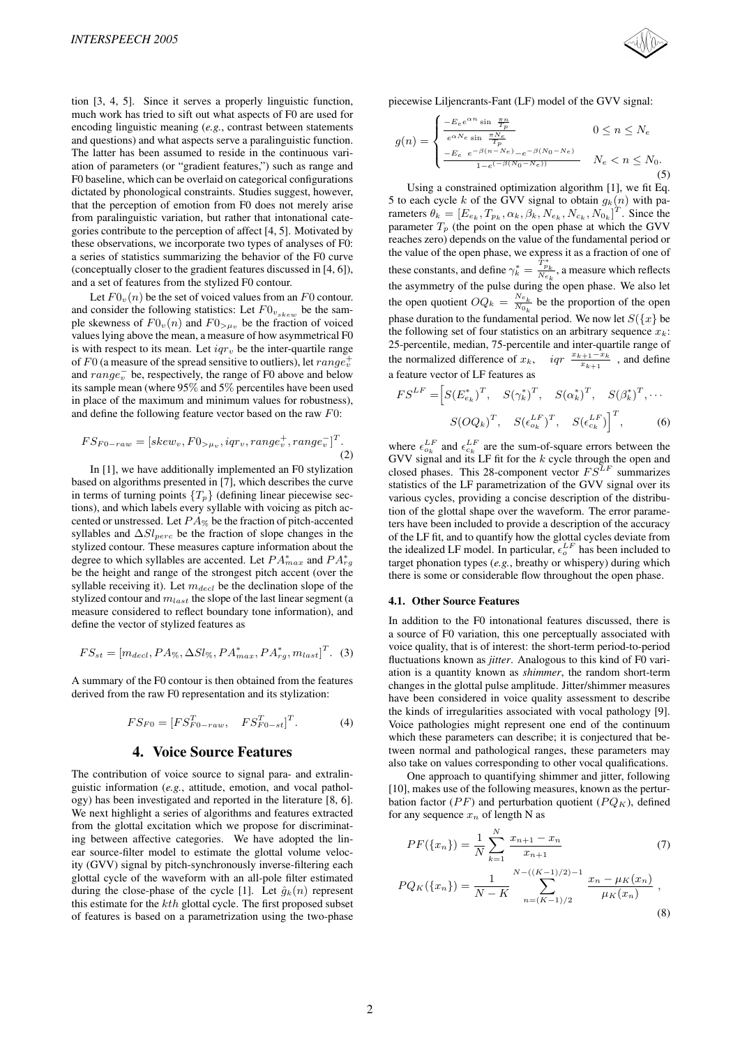tion [3, 4, 5]. Since it serves a properly linguistic function, much work has tried to sift out what aspects of F0 are used for encoding linguistic meaning (*e.g.*, contrast between statements and questions) and what aspects serve a paralinguistic function. The latter has been assumed to reside in the continuous variation of parameters (or "gradient features,") such as range and F0 baseline, which can be overlaid on categorical configurations dictated by phonological constraints. Studies suggest, however, that the perception of emotion from F0 does not merely arise from paralinguistic variation, but rather that intonational categories contribute to the perception of affect [4, 5]. Motivated by these observations, we incorporate two types of analyses of F0: a series of statistics summarizing the behavior of the F0 curve (conceptually closer to the gradient features discussed in [4, 6]), and a set of features from the stylized F0 contour.

Let $F0_v(n)$ be the set of voiced values from an $F0$ contour. and consider the following statistics: Let $F0_{v_{skew}}$ be the sample skewness of $F0_v(n)$ and $F0_{>\mu_v}$ be the fraction of voiced values lying above the mean, a measure of how asymmetrical F0 is with respect to its mean. Let $iqr_v$ be the inter-quartile range of $F0$ (a measure of the spread sensitive to outliers), let $range_v^+$ and $range_v^-$ be, respectively, the range of F0 above and below its sample mean (where 95% and 5% percentiles have been used in place of the maximum and minimum values for robustness), and define the following feature vector based on the raw $F0$:

$$FS_{F0-raw} = [skew_v, F0_{>\mu_v}, iqr_v, range_v^+, range_v^-]^T. \tag{2}$$

In [1], we have additionally implemented an F0 stylization based on algorithms presented in [7], which describes the curve in terms of turning points $\{T_p\}$ (defining linear piecewise sections), and which labels every syllable with voicing as pitch accented or unstressed. Let $PA_{\%}$ be the fraction of pitch-accented syllables and $\Delta Sl_{perc}$ be the fraction of slope changes in the stylized contour. These measures capture information about the degree to which syllables are accented. Let $PA_{max}^*$ and $PA_{rg}^*$ be the height and range of the strongest pitch accent (over the syllable receiving it). Let $m_{decl}$ be the declination slope of the stylized contour and $m_{last}$ the slope of the last linear segment (a measure considered to reflect boundary tone information), and define the vector of stylized features as

$$FS_{st} = [m_{decl}, PA_{\%}, \Delta Sl_{\%}, PA_{max}^*, PA_{rg}^*, m_{last}]^T. \tag{3}$$

A summary of the F0 contour is then obtained from the features derived from the raw F0 representation and its stylization:

$$FS_{F0} = [FS_{F0-raw}^T, \quad FS_{F0-st}^T]^T. \tag{4}$$

## 4. Voice Source Features

The contribution of voice source to signal para- and extralinguistic information (*e.g.*, attitude, emotion, and vocal pathology) has been investigated and reported in the literature [8, 6]. We next highlight a series of algorithms and features extracted from the glottal excitation which we propose for discriminating between affective categories. We have adopted the linear source-filter model to estimate the glottal volume velocity (GVV) signal by pitch-synchronously inverse-filtering each glottal cycle of the waveform with an all-pole filter estimated during the close-phase of the cycle [1]. Let $\hat{g}_k(n)$ represent this estimate for the $kth$ glottal cycle. The first proposed subset of features is based on a parametrization using the two-phase piecewise Liljencrants-Fant (LF) model of the GVV signal:

$$g(n) = \begin{cases} \frac{-E_e e^{\alpha n} \sin \frac{\pi n}{T_p}}{e^{\alpha N_e} \sin \frac{\pi N_e}{T_p}} & 0 \leq n \leq N_e \\ \frac{-E_e \; e^{-\beta(n-N_e)} - e^{-\beta(N_0 - N_e)}}{1-e^{(-\beta(N_0-N_e))}} & N_e < n \leq N_0. \end{cases} \tag{5}$$

Using a constrained optimization algorithm [1], we fit Eq. 5 to each cycle $k$ of the GVV signal to obtain $g_k(n)$ with parameters $\theta_k = [E_{e_k}, T_{p_k}, \alpha_k, \beta_k, N_{e_k}, N_{c_k}, N_{0_k}]^T$. Since the parameter $T_p$ (the point on the open phase at which the GVV reaches zero) depends on the value of the fundamental period or the value of the open phase, we express it as a fraction of one of these constants, and define $\gamma_k^* = \frac{T_{p_k}^*}{N_{e_k}}$, a measure which reflects the asymmetry of the pulse during the open phase. We also let the open quotient $OQ_k = \frac{N_{e_k}}{N_{0_k}}$ be the proportion of the open phase duration to the fundamental period. We now let $S(\{x\}$ be the following set of four statistics on an arbitrary sequence $x_k$: 25-percentile, median, 75-percentile and inter-quartile range of the normalized difference of $x_k$, $\quad iqr \; \frac{x_{k+1}-x_k}{x_{k+1}}$ , and define a feature vector of LF features as

$$FS^{LF} = \Big[S(E_{e_k}^*)^T, \quad S(\gamma_k^*)^T, \quad S(\alpha_k^*)^T, \quad S(\beta_k^*)^T, \cdots$$
$$S(OQ_k)^T, \quad S(\epsilon_{o_k}^{LF})^T, \quad S(\epsilon_{c_k}^{LF})\Big]^T, \tag{6}$$

where $\epsilon_{o_k}^{LF}$ and $\epsilon_{c_k}^{LF}$ are the sum-of-square errors between the GVV signal and its LF fit for the $k$ cycle through the open and closed phases. This 28-component vector $FS^{LF}$ summarizes statistics of the LF parametrization of the GVV signal over its various cycles, providing a concise description of the distribution of the glottal shape over the waveform. The error parameters have been included to provide a description of the accuracy of the LF fit, and to quantify how the glottal cycles deviate from the idealized LF model. In particular, $\epsilon_o^{LF}$ has been included to target phonation types (*e.g.*, breathy or whispery) during which there is some or considerable flow throughout the open phase.

### 4.1. Other Source Features

In addition to the F0 intonational features discussed, there is a source of F0 variation, this one perceptually associated with voice quality, that is of interest: the short-term period-to-period fluctuations known as *jitter*. Analogous to this kind of F0 variation is a quantity known as *shimmer*, the random short-term changes in the glottal pulse amplitude. Jitter/shimmer measures have been considered in voice quality assessment to describe the kinds of irregularities associated with vocal pathology [9]. Voice pathologies might represent one end of the continuum which these parameters can describe; it is conjectured that between normal and pathological ranges, these parameters may also take on values corresponding to other vocal qualifications.

One approach to quantifying shimmer and jitter, following [10], makes use of the following measures, known as the perturbation factor ($PF$) and perturbation quotient ($PQ_K$), defined for any sequence $x_n$ of length N as

$$PF(\{x_n\}) = \frac{1}{N} \sum_{k=1}^{N} \frac{x_{n+1} - x_n}{x_{n+1}} \tag{7}$$

$$PQ_K(\{x_n\}) = \frac{1}{N-K} \sum_{n=(K-1)/2}^{N-((K-1)/2)-1} \frac{x_n - \mu_K(x_n)}{\mu_K(x_n)} \, , \tag{8}$$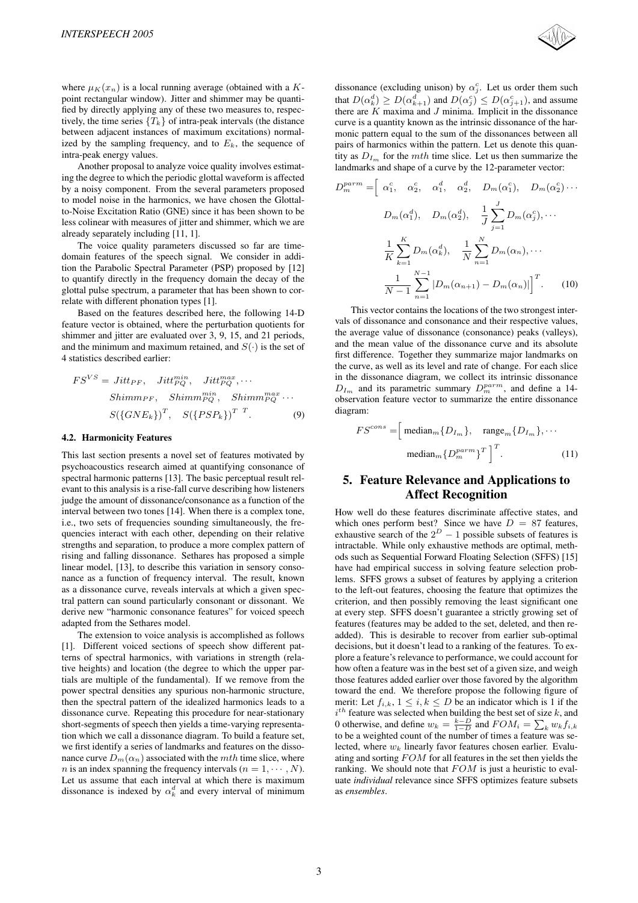where $\mu_K(x_n)$ is a local running average (obtained with a $K$-point rectangular window). Jitter and shimmer may be quantified by directly applying any of these two measures to, respectively, the time series $\{T_k\}$ of intra-peak intervals (the distance between adjacent instances of maximum excitations) normalized by the sampling frequency, and to $E_k$, the sequence of intra-peak energy values.

Another proposal to analyze voice quality involves estimating the degree to which the periodic glottal waveform is affected by a noisy component. From the several parameters proposed to model noise in the harmonics, we have chosen the Glottal-to-Noise Excitation Ratio (GNE) since it has been shown to be less colinear with measures of jitter and shimmer, which we are already separately including [11, 1].

The voice quality parameters discussed so far are time-domain features of the speech signal. We consider in addition the Parabolic Spectral Parameter (PSP) proposed by [12] to quantify directly in the frequency domain the decay of the glottal pulse spectrum, a parameter that has been shown to correlate with different phonation types [1].

Based on the features described here, the following 14-D feature vector is obtained, where the perturbation quotients for shimmer and jitter are evaluated over 3, 9, 15, and 21 periods, and the minimum and maximum retained, and $S(\cdot)$ is the set of 4 statistics described earlier:

$$
\begin{aligned}
FS^{VS} = \Big[\, & Jitt_{PF}, \quad Jitt_{PQ}^{min}, \quad Jitt_{PQ}^{max}, \cdots \\
& Shimm_{PF}, \quad Shimm_{PQ}^{min}, \quad Shimm_{PQ}^{max} \cdots \\
& S(\{GNE_k\})^T, \quad S(\{PSP_k\})^T \,\Big]^T. 
\end{aligned} \tag{9}
$$

### 4.2. Harmonicity Features

This last section presents a novel set of features motivated by psychoacoustics research aimed at quantifying consonance of spectral harmonic patterns [13]. The basic perceptual result relevant to this analysis is a rise-fall curve describing how listeners judge the amount of dissonance/consonance as a function of the interval between two tones [14]. When there is a complex tone, i.e., two sets of frequencies sounding simultaneously, the frequencies interact with each other, depending on their relative strengths and separation, to produce a more complex pattern of rising and falling dissonance. Sethares has proposed a simple linear model, [13], to describe this variation in sensory consonance as a function of frequency interval. The result, known as a dissonance curve, reveals intervals at which a given spectral pattern can sound particularly consonant or dissonant. We derive new "harmonic consonance features" for voiced speech adapted from the Sethares model.

The extension to voice analysis is accomplished as follows [1]. Different voiced sections of speech show different patterns of spectral harmonics, with variations in strength (relative heights) and location (the degree to which the upper partials are multiple of the fundamental). If we remove from the power spectral densities any spurious non-harmonic structure, then the spectral pattern of the idealized harmonics leads to a dissonance curve. Repeating this procedure for near-stationary short-segments of speech then yields a time-varying representation which we call a dissonance diagram. To build a feature set, we first identify a series of landmarks and features on the dissonance curve $D_m(\alpha_n)$ associated with the $mth$ time slice, where $n$ is an index spanning the frequency intervals ($n = 1, \cdots, N$). Let us assume that each interval at which there is maximum dissonance is indexed by $\alpha_k^d$ and every interval of minimum dissonance (excluding unison) by $\alpha_j^c$. Let us order them such that $D(\alpha_k^d) \geq D(\alpha_{k+1}^d)$ and $D(\alpha_j^c) \leq D(\alpha_{j+1}^c)$, and assume there are $K$ maxima and $J$ minima. Implicit in the dissonance curve is a quantity known as the intrinsic dissonance of the harmonic pattern equal to the sum of the dissonances between all pairs of harmonics within the pattern. Let us denote this quantity as $D_{I_m}$ for the $mth$ time slice. Let us then summarize the landmarks and shape of a curve by the 12-parameter vector:

$$
\begin{aligned}
D_m^{parm} = \Big[\, & \alpha_1^c, \quad \alpha_2^c, \quad \alpha_1^d, \quad \alpha_2^d, \quad D_m(\alpha_1^c), \quad D_m(\alpha_2^c) \cdots \\
& D_m(\alpha_1^d), \quad D_m(\alpha_2^d), \quad \frac{1}{J}\sum_{j=1}^{J} D_m(\alpha_j^c), \cdots \\
& \frac{1}{K}\sum_{k=1}^{K} D_m(\alpha_k^d), \quad \frac{1}{N}\sum_{n=1}^{N} D_m(\alpha_n), \cdots \\
& \frac{1}{N-1}\sum_{n=1}^{N-1} |D_m(\alpha_{n+1}) - D_m(\alpha_n)| \,\Big]^T.
\end{aligned} \tag{10}
$$

This vector contains the locations of the two strongest intervals of dissonance and consonance and their respective values, the average value of dissonance (consonance) peaks (valleys), and the mean value of the dissonance curve and its absolute first difference. Together they summarize major landmarks on the curve, as well as its level and rate of change. For each slice in the dissonance diagram, we collect its intrinsic dissonance $D_{I_m}$ and its parametric summary $D_m^{parm}$, and define a 14-observation feature vector to summarize the entire dissonance diagram:

$$
\begin{aligned}
FS^{cons} = \Big[\, & \text{median}_m\{D_{I_m}\}, \quad \text{range}_m\{D_{I_m}\}, \cdots \\
& \text{median}_m\{D_m^{parm}\}^T \,\Big]^T.
\end{aligned} \tag{11}
$$

## 5. Feature Relevance and Applications to Affect Recognition

How well do these features discriminate affective states, and which ones perform best? Since we have $D = 87$ features, exhaustive search of the $2^D - 1$ possible subsets of features is intractable. While only exhaustive methods are optimal, methods such as Sequential Forward Floating Selection (SFFS) [15] have had empirical success in solving feature selection problems. SFFS grows a subset of features by applying a criterion to the left-out features, choosing the feature that optimizes the criterion, and then possibly removing the least significant one at every step. SFFS doesn't guarantee a strictly growing set of features (features may be added to the set, deleted, and then re-added). This is desirable to recover from earlier sub-optimal decisions, but it doesn't lead to a ranking of the features. To explore a feature's relevance to performance, we could account for how often a feature was in the best set of a given size, and weigh those features added earlier over those favored by the algorithm toward the end. We therefore propose the following figure of merit: Let $f_{i,k}$, $1 \leq i, k \leq D$ be an indicator which is 1 if the $i^{th}$ feature was selected when building the best set of size $k$, and 0 otherwise, and define $w_k = \frac{k-D}{1-D}$ and $FOM_i = \sum_k w_k f_{i,k}$ to be a weighted count of the number of times a feature was selected, where $w_k$ linearly favor features chosen earlier. Evaluating and sorting $FOM$ for all features in the set then yields the ranking. We should note that $FOM$ is just a heuristic to evaluate *individual* relevance since SFFS optimizes feature subsets as *ensembles*.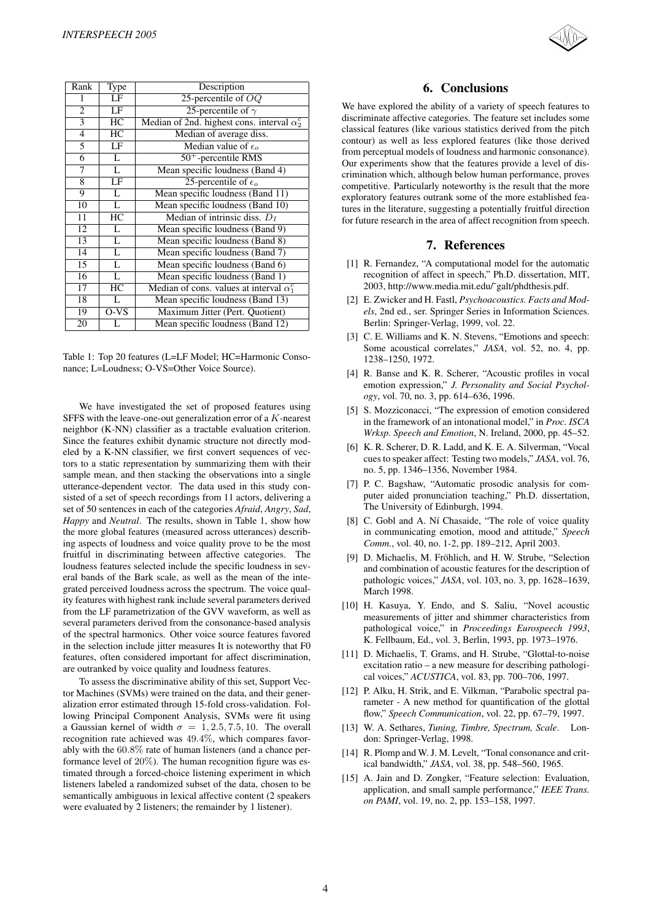| Rank | Type | Description |
|---|---|---|
| 1 | LF | 25-percentile of $OQ$ |
| 2 | LF | 25-percentile of $\gamma$ |
| 3 | HC | Median of 2nd. highest cons. interval $\alpha_2^c$ |
| 4 | HC | Median of average diss. |
| 5 | LF | Median value of $\epsilon_o$ |
| 6 | L | $50^+$-percentile RMS |
| 7 | L | Mean specific loudness (Band 4) |
| 8 | LF | 25-percentile of $\epsilon_o$ |
| 9 | L | Mean specific loudness (Band 11) |
| 10 | L | Mean specific loudness (Band 10) |
| 11 | HC | Median of intrinsic diss. $D_I$ |
| 12 | L | Mean specific loudness (Band 9) |
| 13 | L | Mean specific loudness (Band 8) |
| 14 | L | Mean specific loudness (Band 7) |
| 15 | L | Mean specific loudness (Band 6) |
| 16 | L | Mean specific loudness (Band 1) |
| 17 | HC | Median of cons. values at interval $\alpha_1^c$ |
| 18 | L | Mean specific loudness (Band 13) |
| 19 | O-VS | Maximum Jitter (Pert. Quotient) |
| 20 | L | Mean specific loudness (Band 12) |

Table 1: Top 20 features (L=LF Model; HC=Harmonic Consonance; L=Loudness; O-VS=Other Voice Source).

We have investigated the set of proposed features using SFFS with the leave-one-out generalization error of a $K$-nearest neighbor (K-NN) classifier as a tractable evaluation criterion. Since the features exhibit dynamic structure not directly modeled by a K-NN classifier, we first convert sequences of vectors to a static representation by summarizing them with their sample mean, and then stacking the observations into a single utterance-dependent vector. The data used in this study consisted of a set of speech recordings from 11 actors, delivering a set of 50 sentences in each of the categories *Afraid*, *Angry*, *Sad*, *Happy* and *Neutral*. The results, shown in Table 1, show how the more global features (measured across utterances) describing aspects of loudness and voice quality prove to be the most fruitful in discriminating between affective categories. The loudness features selected include the specific loudness in several bands of the Bark scale, as well as the mean of the integrated perceived loudness across the spectrum. The voice quality features with highest rank include several parameters derived from the LF parametrization of the GVV waveform, as well as several parameters derived from the consonance-based analysis of the spectral harmonics. Other voice source features favored in the selection include jitter measures It is noteworthy that F0 features, often considered important for affect discrimination, are outranked by voice quality and loudness features.

To assess the discriminative ability of this set, Support Vector Machines (SVMs) were trained on the data, and their generalization error estimated through 15-fold cross-validation. Following Principal Component Analysis, SVMs were fit using a Gaussian kernel of width $\sigma = 1, 2.5, 7.5, 10$. The overall recognition rate achieved was $49.4\%$, which compares favorably with the $60.8\%$ rate of human listeners (and a chance performance level of $20\%$). The human recognition figure was estimated through a forced-choice listening experiment in which listeners labeled a randomized subset of the data, chosen to be semantically ambiguous in lexical affective content (2 speakers were evaluated by 2 listeners; the remainder by 1 listener).

## 6. Conclusions

We have explored the ability of a variety of speech features to discriminate affective categories. The feature set includes some classical features (like various statistics derived from the pitch contour) as well as less explored features (like those derived from perceptual models of loudness and harmonic consonance). Our experiments show that the features provide a level of discrimination which, although below human performance, proves competitive. Particularly noteworthy is the result that the more exploratory features outrank some of the more established features in the literature, suggesting a potentially fruitful direction for future research in the area of affect recognition from speech.

## 7. References

[1] R. Fernandez, "A computational model for the automatic recognition of affect in speech," Ph.D. dissertation, MIT, 2003, http://www.media.mit.edu/~galt/phdthesis.pdf.

[2] E. Zwicker and H. Fastl, *Psychoacoustics. Facts and Models*, 2nd ed., ser. Springer Series in Information Sciences. Berlin: Springer-Verlag, 1999, vol. 22.

[3] C. E. Williams and K. N. Stevens, "Emotions and speech: Some acoustical correlates," *JASA*, vol. 52, no. 4, pp. 1238–1250, 1972.

[4] R. Banse and K. R. Scherer, "Acoustic profiles in vocal emotion expression," *J. Personality and Social Psychology*, vol. 70, no. 3, pp. 614–636, 1996.

[5] S. Mozziconacci, "The expression of emotion considered in the framework of an intonational model," in *Proc. ISCA Wrksp. Speech and Emotion*, N. Ireland, 2000, pp. 45–52.

[6] K. R. Scherer, D. R. Ladd, and K. E. A. Silverman, "Vocal cues to speaker affect: Testing two models," *JASA*, vol. 76, no. 5, pp. 1346–1356, November 1984.

[7] P. C. Bagshaw, "Automatic prosodic analysis for computer aided pronunciation teaching," Ph.D. dissertation, The University of Edinburgh, 1994.

[8] C. Gobl and A. Ní Chasaide, "The role of voice quality in communicating emotion, mood and attitude," *Speech Comm.*, vol. 40, no. 1-2, pp. 189–212, April 2003.

[9] D. Michaelis, M. Fröhlich, and H. W. Strube, "Selection and combination of acoustic features for the description of pathologic voices," *JASA*, vol. 103, no. 3, pp. 1628–1639, March 1998.

[10] H. Kasuya, Y. Endo, and S. Saliu, "Novel acoustic measurements of jitter and shimmer characteristics from pathological voice," in *Proceedings Eurospeech 1993*, K. Fellbaum, Ed., vol. 3, Berlin, 1993, pp. 1973–1976.

[11] D. Michaelis, T. Grams, and H. Strube, "Glottal-to-noise excitation ratio – a new measure for describing pathological voices," *ACUSTICA*, vol. 83, pp. 700–706, 1997.

[12] P. Alku, H. Strik, and E. Vilkman, "Parabolic spectral parameter - A new method for quantification of the glottal flow," *Speech Communication*, vol. 22, pp. 67–79, 1997.

[13] W. A. Sethares, *Tuning, Timbre, Spectrum, Scale*. London: Springer-Verlag, 1998.

[14] R. Plomp and W. J. M. Levelt, "Tonal consonance and critical bandwidth," *JASA*, vol. 38, pp. 548–560, 1965.

[15] A. Jain and D. Zongker, "Feature selection: Evaluation, application, and small sample performance," *IEEE Trans. on PAMI*, vol. 19, no. 2, pp. 153–158, 1997.